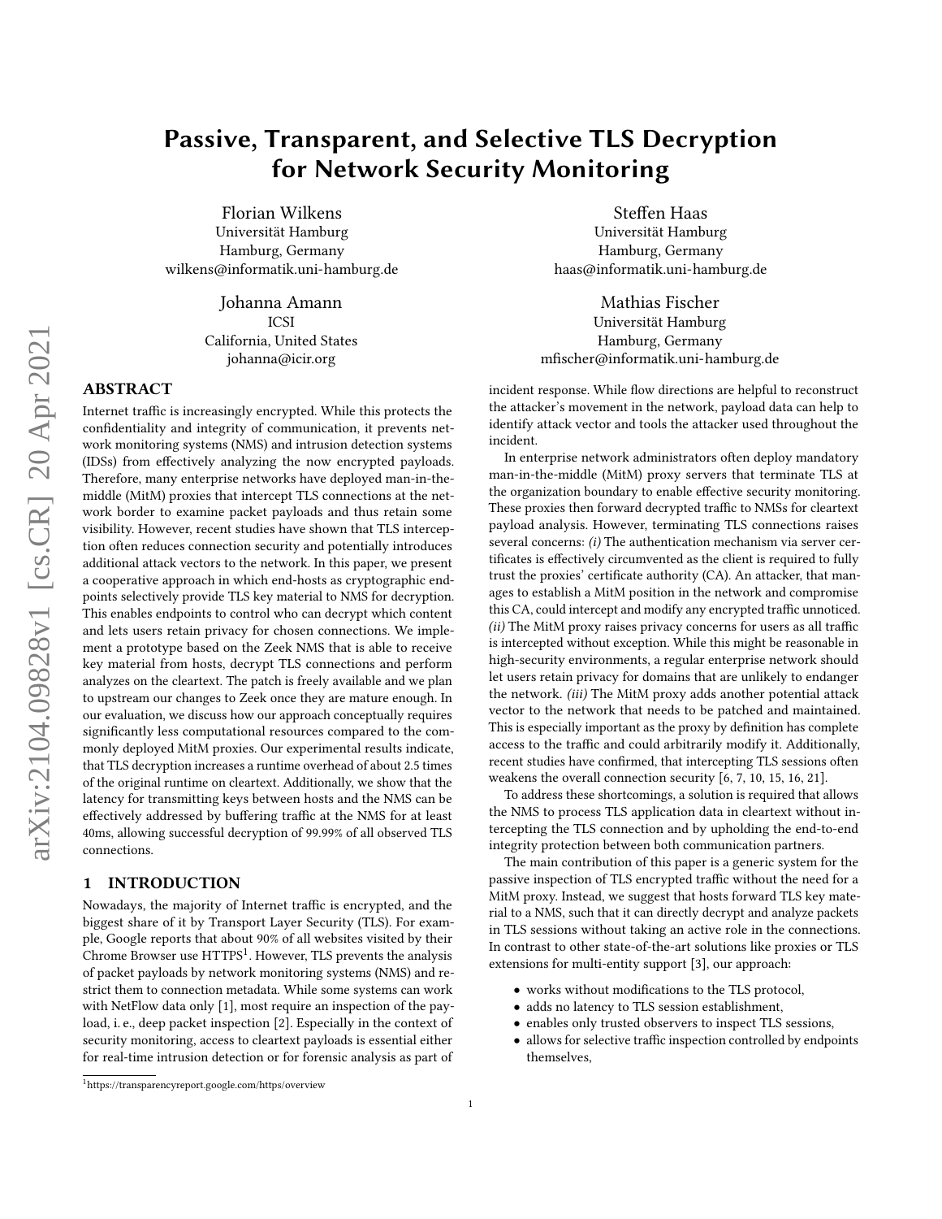# Passive, Transparent, and Selective TLS Decryption for Network Security Monitoring

Florian Wilkens
Universität Hamburg
Hamburg, Germany
wilkens@informatik.uni-hamburg.de

Steffen Haas
Universität Hamburg
Hamburg, Germany
haas@informatik.uni-hamburg.de

Johanna Amann
ICSI
California, United States
johanna@icir.org

Mathias Fischer
Universität Hamburg
Hamburg, Germany
mfischer@informatik.uni-hamburg.de

## ABSTRACT

Internet traffic is increasingly encrypted. While this protects the confidentiality and integrity of communication, it prevents network monitoring systems (NMS) and intrusion detection systems (IDSs) from effectively analyzing the now encrypted payloads. Therefore, many enterprise networks have deployed man-in-the-middle (MitM) proxies that intercept TLS connections at the network border to examine packet payloads and thus retain some visibility. However, recent studies have shown that TLS interception often reduces connection security and potentially introduces additional attack vectors to the network. In this paper, we present a cooperative approach in which end-hosts as cryptographic endpoints selectively provide TLS key material to NMS for decryption. This enables endpoints to control who can decrypt which content and lets users retain privacy for chosen connections. We implement a prototype based on the Zeek NMS that is able to receive key material from hosts, decrypt TLS connections and perform analyzes on the cleartext. The patch is freely available and we plan to upstream our changes to Zeek once they are mature enough. In our evaluation, we discuss how our approach conceptually requires significantly less computational resources compared to the commonly deployed MitM proxies. Our experimental results indicate, that TLS decryption increases a runtime overhead of about 2.5 times of the original runtime on cleartext. Additionally, we show that the latency for transmitting keys between hosts and the NMS can be effectively addressed by buffering traffic at the NMS for at least 40ms, allowing successful decryption of 99.99% of all observed TLS connections.

## 1 INTRODUCTION

Nowadays, the majority of Internet traffic is encrypted, and the biggest share of it by Transport Layer Security (TLS). For example, Google reports that about 90% of all websites visited by their Chrome Browser use HTTPS[1]. However, TLS prevents the analysis of packet payloads by network monitoring systems (NMS) and restrict them to connection metadata. While some systems can work with NetFlow data only [1], most require an inspection of the payload, i. e., deep packet inspection [2]. Especially in the context of security monitoring, access to cleartext payloads is essential either for real-time intrusion detection or for forensic analysis as part of incident response. While flow directions are helpful to reconstruct the attacker's movement in the network, payload data can help to identify attack vector and tools the attacker used throughout the incident.

In enterprise network administrators often deploy mandatory man-in-the-middle (MitM) proxy servers that terminate TLS at the organization boundary to enable effective security monitoring. These proxies then forward decrypted traffic to NMSs for cleartext payload analysis. However, terminating TLS connections raises several concerns: *(i)* The authentication mechanism via server certificates is effectively circumvented as the client is required to fully trust the proxies' certificate authority (CA). An attacker, that manages to establish a MitM position in the network and compromise this CA, could intercept and modify any encrypted traffic unnoticed. *(ii)* The MitM proxy raises privacy concerns for users as all traffic is intercepted without exception. While this might be reasonable in high-security environments, a regular enterprise network should let users retain privacy for domains that are unlikely to endanger the network. *(iii)* The MitM proxy adds another potential attack vector to the network that needs to be patched and maintained. This is especially important as the proxy by definition has complete access to the traffic and could arbitrarily modify it. Additionally, recent studies have confirmed, that intercepting TLS sessions often weakens the overall connection security [6, 7, 10, 15, 16, 21].

To address these shortcomings, a solution is required that allows the NMS to process TLS application data in cleartext without intercepting the TLS connection and by upholding the end-to-end integrity protection between both communication partners.

The main contribution of this paper is a generic system for the passive inspection of TLS encrypted traffic without the need for a MitM proxy. Instead, we suggest that hosts forward TLS key material to a NMS, such that it can directly decrypt and analyze packets in TLS sessions without taking an active role in the connections. In contrast to other state-of-the-art solutions like proxies or TLS extensions for multi-entity support [3], our approach:

- works without modifications to the TLS protocol,
- adds no latency to TLS session establishment,
- enables only trusted observers to inspect TLS sessions,
- allows for selective traffic inspection controlled by endpoints themselves,

[1] https://transparencyreport.google.com/https/overview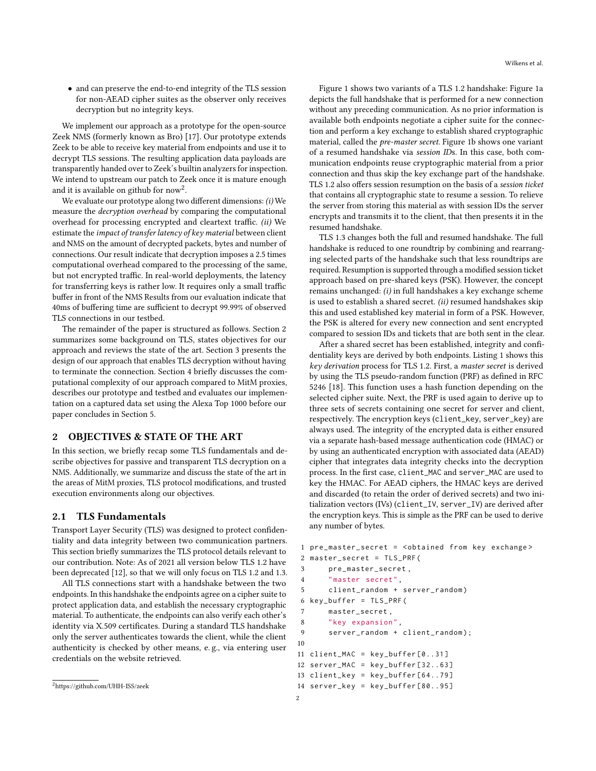- and can preserve the end-to-end integrity of the TLS session for non-AEAD cipher suites as the observer only receives decryption but no integrity keys.

We implement our approach as a prototype for the open-source Zeek NMS (formerly known as Bro) [17]. Our prototype extends Zeek to be able to receive key material from endpoints and use it to decrypt TLS sessions. The resulting application data payloads are transparently handed over to Zeek's builtin analyzers for inspection. We intend to upstream our patch to Zeek once it is mature enough and it is available on github for now[2].

We evaluate our prototype along two different dimensions: *(i)* We measure the *decryption overhead* by comparing the computational overhead for processing encrypted and cleartext traffic. *(ii)* We estimate the *impact of transfer latency of key material* between client and NMS on the amount of decrypted packets, bytes and number of connections. Our result indicate that decryption imposes a 2.5 times computational overhead compared to the processing of the same, but not encrypted traffic. In real-world deployments, the latency for transferring keys is rather low. It requires only a small traffic buffer in front of the NMS Results from our evaluation indicate that 40ms of buffering time are sufficient to decrypt 99.99% of observed TLS connections in our testbed.

The remainder of the paper is structured as follows. Section 2 summarizes some background on TLS, states objectives for our approach and reviews the state of the art. Section 3 presents the design of our approach that enables TLS decryption without having to terminate the connection. Section 4 briefly discusses the computational complexity of our approach compared to MitM proxies, describes our prototype and testbed and evaluates our implementation on a captured data set using the Alexa Top 1000 before our paper concludes in Section 5.

## 2 OBJECTIVES & STATE OF THE ART

In this section, we briefly recap some TLS fundamentals and describe objectives for passive and transparent TLS decryption on a NMS. Additionally, we summarize and discuss the state of the art in the areas of MitM proxies, TLS protocol modifications, and trusted execution environments along our objectives.

### 2.1 TLS Fundamentals

Transport Layer Security (TLS) was designed to protect confidentiality and data integrity between two communication partners. This section briefly summarizes the TLS protocol details relevant to our contribution. Note: As of 2021 all version below TLS 1.2 have been deprecated [12], so that we will only focus on TLS 1.2 and 1.3.

All TLS connections start with a handshake between the two endpoints. In this handshake the endpoints agree on a cipher suite to protect application data, and establish the necessary cryptographic material. To authenticate, the endpoints can also verify each other's identity via X.509 certificates. During a standard TLS handshake only the server authenticates towards the client, while the client authenticity is checked by other means, e. g., via entering user credentials on the website retrieved.

[2] https://github.com/UHH-ISS/zeek

Figure 1 shows two variants of a TLS 1.2 handshake: Figure 1a depicts the full handshake that is performed for a new connection without any preceding communication. As no prior information is available both endpoints negotiate a cipher suite for the connection and perform a key exchange to establish shared cryptographic material, called the *pre-master secret*. Figure 1b shows one variant of a resumed handshake via *session ID*s. In this case, both communication endpoints reuse cryptographic material from a prior connection and thus skip the key exchange part of the handshake. TLS 1.2 also offers session resumption on the basis of a *session ticket* that contains all cryptographic state to resume a session. To relieve the server from storing this material as with session IDs the server encrypts and transmits it to the client, that then presents it in the resumed handshake.

TLS 1.3 changes both the full and resumed handshake. The full handshake is reduced to one roundtrip by combining and rearranging selected parts of the handshake such that less roundtrips are required. Resumption is supported through a modified session ticket approach based on pre-shared keys (PSK). However, the concept remains unchanged: *(i)* in full handshakes a key exchange scheme is used to establish a shared secret. *(ii)* resumed handshakes skip this and used established key material in form of a PSK. However, the PSK is altered for every new connection and sent encrypted compared to session IDs and tickets that are both sent in the clear.

After a shared secret has been established, integrity and confidentiality keys are derived by both endpoints. Listing 1 shows this *key derivation* process for TLS 1.2. First, a *master secret* is derived by using the TLS pseudo-random function (PRF) as defined in RFC 5246 [18]. This function uses a hash function depending on the selected cipher suite. Next, the PRF is used again to derive up to three sets of secrets containing one secret for server and client, respectively. The encryption keys (`client_key`, `server_key`) are always used. The integrity of the encrypted data is either ensured via a separate hash-based message authentication code (HMAC) or by using an authenticated encryption with associated data (AEAD) cipher that integrates data integrity checks into the decryption process. In the first case, `client_MAC` and `server_MAC` are used to key the HMAC. For AEAD ciphers, the HMAC keys are derived and discarded (to retain the order of derived secrets) and two initialization vectors (IVs) (`client_IV`, `server_IV`) are derived after the encryption keys. This is simple as the PRF can be used to derive any number of bytes.

```
1  pre_master_secret = <obtained from key exchange>
2  master_secret = TLS_PRF(
3      pre_master_secret,
4      "master secret",
5      client_random + server_random)
6  key_buffer = TLS_PRF(
7      master_secret,
8      "key expansion",
9      server_random + client_random);
10
11 client_MAC = key_buffer[0..31]
12 server_MAC = key_buffer[32..63]
13 client_key = key_buffer[64..79]
14 server_key = key_buffer[80..95]
```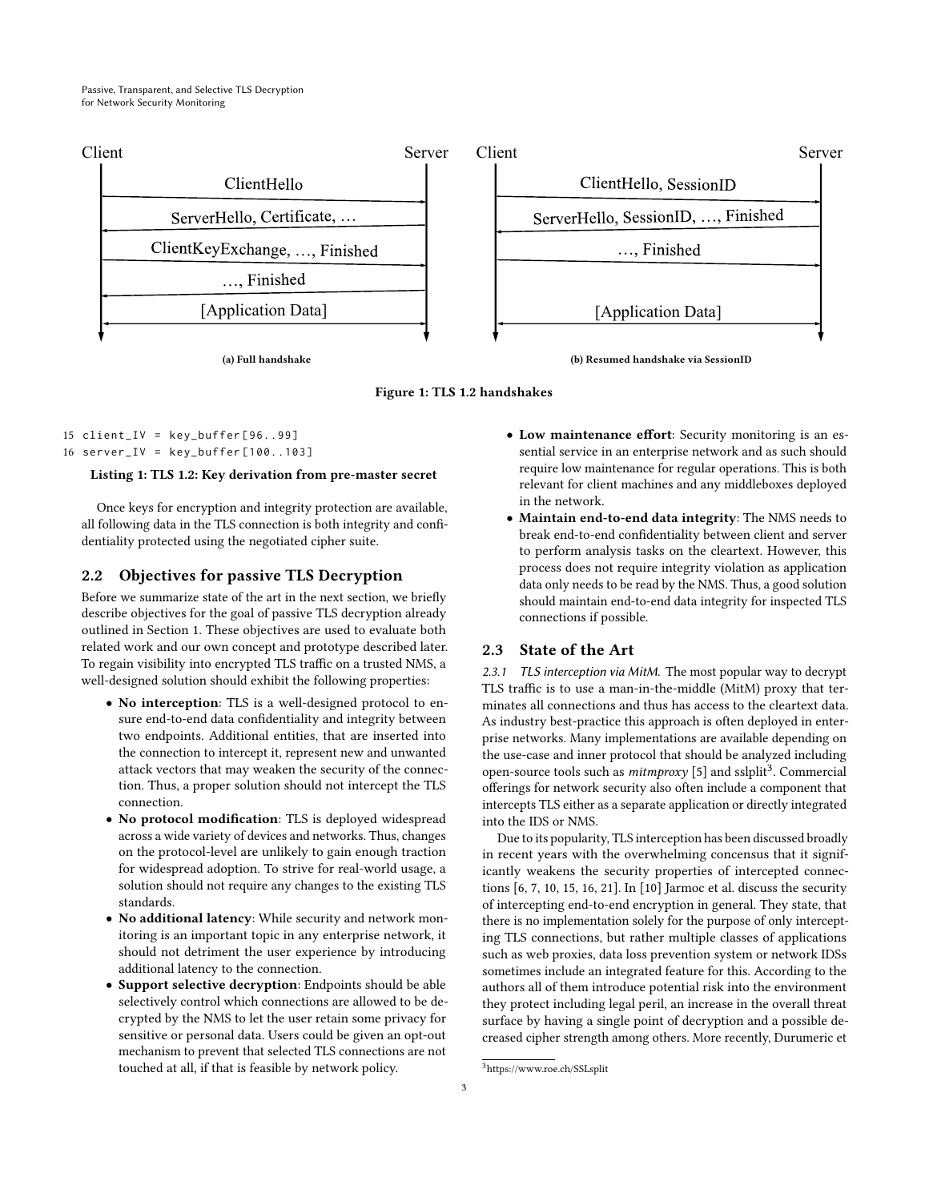Client Server Client Server

ClientHello | ClientHello, SessionID

ServerHello, Certificate, … | ServerHello, SessionID, …, Finished

ClientKeyExchange, …, Finished | …, Finished

…, Finished

[Application Data] | [Application Data]

(a) Full handshake

(b) Resumed handshake via SessionID

**Figure 1: TLS 1.2 handshakes**

```
15 client_IV = key_buffer[96..99]
16 server_IV = key_buffer[100..103]
```

**Listing 1: TLS 1.2: Key derivation from pre-master secret**

Once keys for encryption and integrity protection are available, all following data in the TLS connection is both integrity and confidentiality protected using the negotiated cipher suite.

## 2.2 Objectives for passive TLS Decryption

Before we summarize state of the art in the next section, we briefly describe objectives for the goal of passive TLS decryption already outlined in Section 1. These objectives are used to evaluate both related work and our own concept and prototype described later. To regain visibility into encrypted TLS traffic on a trusted NMS, a well-designed solution should exhibit the following properties:

- **No interception**: TLS is a well-designed protocol to ensure end-to-end data confidentiality and integrity between two endpoints. Additional entities, that are inserted into the connection to intercept it, represent new and unwanted attack vectors that may weaken the security of the connection. Thus, a proper solution should not intercept the TLS connection.
- **No protocol modification**: TLS is deployed widespread across a wide variety of devices and networks. Thus, changes on the protocol-level are unlikely to gain enough traction for widespread adoption. To strive for real-world usage, a solution should not require any changes to the existing TLS standards.
- **No additional latency**: While security and network monitoring is an important topic in any enterprise network, it should not detriment the user experience by introducing additional latency to the connection.
- **Support selective decryption**: Endpoints should be able selectively control which connections are allowed to be decrypted by the NMS to let the user retain some privacy for sensitive or personal data. Users could be given an opt-out mechanism to prevent that selected TLS connections are not touched at all, if that is feasible by network policy.
- **Low maintenance effort**: Security monitoring is an essential service in an enterprise network and as such should require low maintenance for regular operations. This is both relevant for client machines and any middleboxes deployed in the network.
- **Maintain end-to-end data integrity**: The NMS needs to break end-to-end confidentiality between client and server to perform analysis tasks on the cleartext. However, this process does not require integrity violation as application data only needs to be read by the NMS. Thus, a good solution should maintain end-to-end data integrity for inspected TLS connections if possible.

## 2.3 State of the Art

*2.3.1 TLS interception via MitM.* The most popular way to decrypt TLS traffic is to use a man-in-the-middle (MitM) proxy that terminates all connections and thus has access to the cleartext data. As industry best-practice this approach is often deployed in enterprise networks. Many implementations are available depending on the use-case and inner protocol that should be analyzed including open-source tools such as *mitmproxy* [5] and sslplit[3]. Commercial offerings for network security also often include a component that intercepts TLS either as a separate application or directly integrated into the IDS or NMS.

Due to its popularity, TLS interception has been discussed broadly in recent years with the overwhelming concensus that it significantly weakens the security properties of intercepted connections [6, 7, 10, 15, 16, 21]. In [10] Jarmoc et al. discuss the security of intercepting end-to-end encryption in general. They state, that there is no implementation solely for the purpose of only intercepting TLS connections, but rather multiple classes of applications such as web proxies, data loss prevention system or network IDSs sometimes include an integrated feature for this. According to the authors all of them introduce potential risk into the environment they protect including legal peril, an increase in the overall threat surface by having a single point of decryption and a possible decreased cipher strength among others. More recently, Durumeric et

[3] https://www.roe.ch/SSLsplit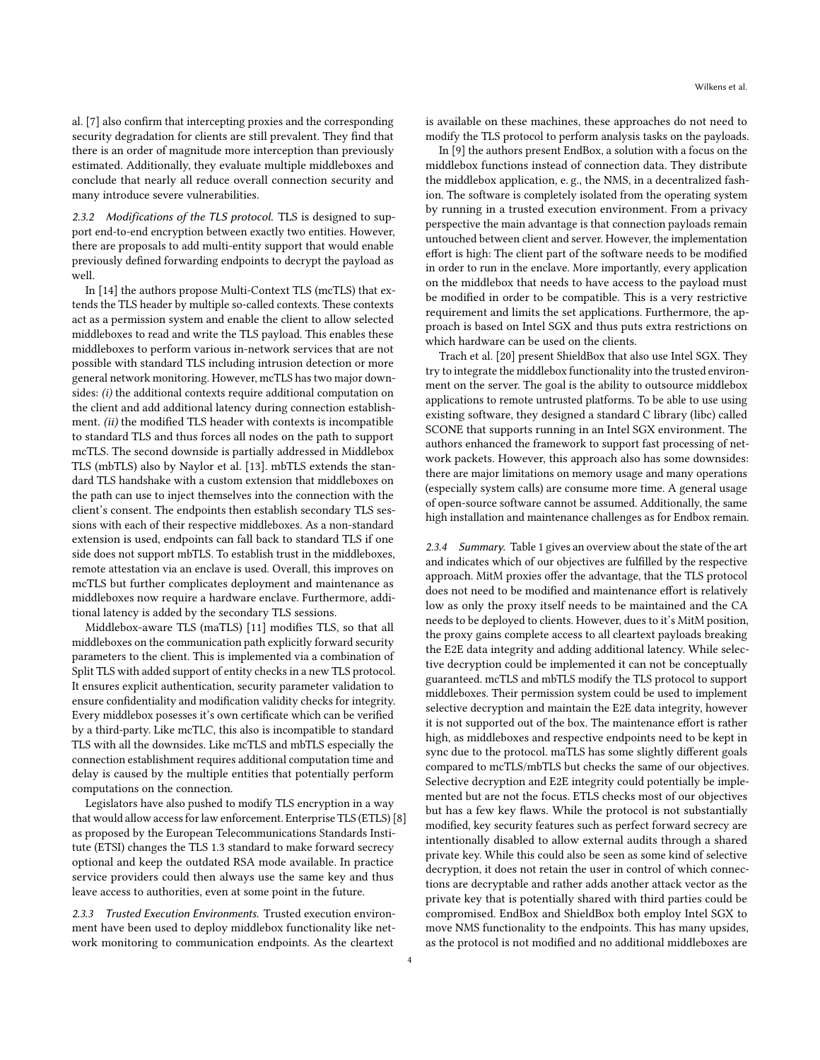al. [7] also confirm that intercepting proxies and the corresponding security degradation for clients are still prevalent. They find that there is an order of magnitude more interception than previously estimated. Additionally, they evaluate multiple middleboxes and conclude that nearly all reduce overall connection security and many introduce severe vulnerabilities.

#### 2.3.2 Modifications of the TLS protocol.

TLS is designed to support end-to-end encryption between exactly two entities. However, there are proposals to add multi-entity support that would enable previously defined forwarding endpoints to decrypt the payload as well.

In [14] the authors propose Multi-Context TLS (mcTLS) that extends the TLS header by multiple so-called contexts. These contexts act as a permission system and enable the client to allow selected middleboxes to read and write the TLS payload. This enables these middleboxes to perform various in-network services that are not possible with standard TLS including intrusion detection or more general network monitoring. However, mcTLS has two major downsides: *(i)* the additional contexts require additional computation on the client and add additional latency during connection establishment. *(ii)* the modified TLS header with contexts is incompatible to standard TLS and thus forces all nodes on the path to support mcTLS. The second downside is partially addressed in Middlebox TLS (mbTLS) also by Naylor et al. [13]. mbTLS extends the standard TLS handshake with a custom extension that middleboxes on the path can use to inject themselves into the connection with the client's consent. The endpoints then establish secondary TLS sessions with each of their respective middleboxes. As a non-standard extension is used, endpoints can fall back to standard TLS if one side does not support mbTLS. To establish trust in the middleboxes, remote attestation via an enclave is used. Overall, this improves on mcTLS but further complicates deployment and maintenance as middleboxes now require a hardware enclave. Furthermore, additional latency is added by the secondary TLS sessions.

Middlebox-aware TLS (maTLS) [11] modifies TLS, so that all middleboxes on the communication path explicitly forward security parameters to the client. This is implemented via a combination of Split TLS with added support of entity checks in a new TLS protocol. It ensures explicit authentication, security parameter validation to ensure confidentiality and modification validity checks for integrity. Every middlebox posesses it's own certificate which can be verified by a third-party. Like mcTLC, this also is incompatible to standard TLS with all the downsides. Like mcTLS and mbTLS especially the connection establishment requires additional computation time and delay is caused by the multiple entities that potentially perform computations on the connection.

Legislators have also pushed to modify TLS encryption in a way that would allow access for law enforcement. Enterprise TLS (ETLS) [8] as proposed by the European Telecommunications Standards Institute (ETSI) changes the TLS 1.3 standard to make forward secrecy optional and keep the outdated RSA mode available. In practice service providers could then always use the same key and thus leave access to authorities, even at some point in the future.

#### 2.3.3 Trusted Execution Environments.

Trusted execution environment have been used to deploy middlebox functionality like network monitoring to communication endpoints. As the cleartext is available on these machines, these approaches do not need to modify the TLS protocol to perform analysis tasks on the payloads.

In [9] the authors present EndBox, a solution with a focus on the middlebox functions instead of connection data. They distribute the middlebox application, e. g., the NMS, in a decentralized fashion. The software is completely isolated from the operating system by running in a trusted execution environment. From a privacy perspective the main advantage is that connection payloads remain untouched between client and server. However, the implementation effort is high: The client part of the software needs to be modified in order to run in the enclave. More importantly, every application on the middlebox that needs to have access to the payload must be modified in order to be compatible. This is a very restrictive requirement and limits the set applications. Furthermore, the approach is based on Intel SGX and thus puts extra restrictions on which hardware can be used on the clients.

Trach et al. [20] present ShieldBox that also use Intel SGX. They try to integrate the middlebox functionality into the trusted environment on the server. The goal is the ability to outsource middlebox applications to remote untrusted platforms. To be able to use using existing software, they designed a standard C library (libc) called SCONE that supports running in an Intel SGX environment. The authors enhanced the framework to support fast processing of network packets. However, this approach also has some downsides: there are major limitations on memory usage and many operations (especially system calls) are consume more time. A general usage of open-source software cannot be assumed. Additionally, the same high installation and maintenance challenges as for Endbox remain.

#### 2.3.4 Summary.

Table 1 gives an overview about the state of the art and indicates which of our objectives are fulfilled by the respective approach. MitM proxies offer the advantage, that the TLS protocol does not need to be modified and maintenance effort is relatively low as only the proxy itself needs to be maintained and the CA needs to be deployed to clients. However, dues to it's MitM position, the proxy gains complete access to all cleartext payloads breaking the E2E data integrity and adding additional latency. While selective decryption could be implemented it can not be conceptually guaranteed. mcTLS and mbTLS modify the TLS protocol to support middleboxes. Their permission system could be used to implement selective decryption and maintain the E2E data integrity, however it is not supported out of the box. The maintenance effort is rather high, as middleboxes and respective endpoints need to be kept in sync due to the protocol. maTLS has some slightly different goals compared to mcTLS/mbTLS but checks the same of our objectives. Selective decryption and E2E integrity could potentially be implemented but are not the focus. ETLS checks most of our objectives but has a few key flaws. While the protocol is not substantially modified, key security features such as perfect forward secrecy are intentionally disabled to allow external audits through a shared private key. While this could also be seen as some kind of selective decryption, it does not retain the user in control of which connections are decryptable and rather adds another attack vector as the private key that is potentially shared with third parties could be compromised. EndBox and ShieldBox both employ Intel SGX to move NMS functionality to the endpoints. This has many upsides, as the protocol is not modified and no additional middleboxes are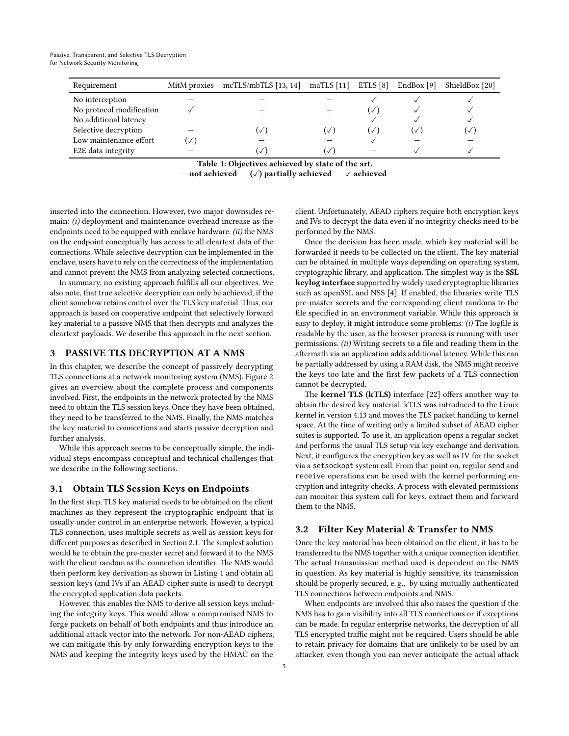| Requirement | MitM proxies | mcTLS/mbTLS [13, 14] | maTLS [11] | ETLS [8] | EndBox [9] | ShieldBox [20] |
|---|---|---|---|---|---|---|
| No interception | — | — | — | ✓ | ✓ | ✓ |
| No protocol modification | ✓ | — | — | (✓) | ✓ | ✓ |
| No additional latency | — | — | — | ✓ | ✓ | ✓ |
| Selective decryption | — | (✓) | (✓) | (✓) | (✓) | (✓) |
| Low maintenance effort | (✓) | — | — | ✓ | — | — |
| E2E data integrity | — | (✓) | (✓) | — | ✓ | ✓ |

**Table 1: Objectives achieved by state of the art.**
**— not achieved (✓) partially achieved ✓ achieved**

inserted into the connection. However, two major downsides remain: *(i)* deployment and maintenance overhead increase as the endpoints need to be equipped with enclave hardware. *(ii)* the NMS on the endpoint conceptually has access to all cleartext data of the connections. While selective decryption can be implemented in the enclave, users have to rely on the correctness of the implementation and cannot prevent the NMS from analyzing selected connections.

In summary, no existing approach fulfills all our objectives. We also note, that true selective decryption can only be achieved, if the client somehow retains control over the TLS key material. Thus, our approach is based on cooperative endpoint that selectively forward key material to a passive NMS that then decrypts and analyzes the cleartext payloads. We describe this approach in the next section.

## 3 PASSIVE TLS DECRYPTION AT A NMS

In this chapter, we describe the concept of passively decrypting TLS connections at a network monitoring system (NMS). Figure 2 gives an overview about the complete process and components involved. First, the endpoints in the network protected by the NMS need to obtain the TLS session keys. Once they have been obtained, they need to be transferred to the NMS. Finally, the NMS matches the key material to connections and starts passive decryption and further analysis.

While this approach seems to be conceptually simple, the individual steps encompass conceptual and technical challenges that we describe in the following sections.

### 3.1 Obtain TLS Session Keys on Endpoints

In the first step, TLS key material needs to be obtained on the client machines as they represent the cryptographic endpoint that is usually under control in an enterprise network. However, a typical TLS connection, uses multiple secrets as well as session keys for different purposes as described in Section 2.1. The simplest solution would be to obtain the pre-master secret and forward it to the NMS with the client random as the connection identifier. The NMS would then perform key derivation as shown in Listing 1 and obtain all session keys (and IVs if an AEAD cipher suite is used) to decrypt the encrypted application data packets.

However, this enables the NMS to derive all session keys including the integrity keys. This would allow a compromised NMS to forge packets on behalf of both endpoints and thus introduce an additional attack vector into the network. For non-AEAD ciphers, we can mitigate this by only forwarding encryption keys to the NMS and keeping the integrity keys used by the HMAC on the client. Unfortunately, AEAD ciphers require both encryption keys and IVs to decrypt the data even if no integrity checks need to be performed by the NMS.

Once the decision has been made, which key material will be forwarded it needs to be collected on the client. The key material can be obtained in multiple ways depending on operating system, cryptographic library, and application. The simplest way is the **SSL keylog interface** supported by widely used cryptographic libraries such as openSSL and NSS [4]. If enabled, the libraries write TLS pre-master secrets and the corresponding client randoms to the file specified in an environment variable. While this approach is easy to deploy, it might introduce some problems: *(i)* The logfile is readable by the user, as the browser process is running with user permissions. *(ii)* Writing secrets to a file and reading them in the aftermath via an application adds additional latency. While this can be partially addressed by using a RAM disk, the NMS might receive the keys too late and the first few packets of a TLS connection cannot be decrypted.

The **kernel TLS (kTLS)** interface [22] offers another way to obtain the desired key material. kTLS was introduced to the Linux kernel in version 4.13 and moves the TLS packet handling to kernel space. At the time of writing only a limited subset of AEAD cipher suites is supported. To use it, an application opens a regular socket and performs the usual TLS setup via key exchange and derivation. Next, it configures the encryption key as well as IV for the socket via a `setsockopt` system call. From that point on, regular `send` and `receive` operations can be used with the kernel performing encryption and integrity checks. A process with elevated permissions can monitor this system call for keys, extract them and forward them to the NMS.

### 3.2 Filter Key Material & Transfer to NMS

Once the key material has been obtained on the client, it has to be transferred to the NMS together with a unique connection identifier. The actual transmission method used is dependent on the NMS in question. As key material is highly sensitive, its transmission should be properly secured, e. g., by using mutually authenticated TLS connections between endpoints and NMS.

When endpoints are involved this also raises the question if the NMS has to gain visibility into all TLS connections or if exceptions can be made. In regular enterprise networks, the decryption of all TLS encrypted traffic might not be required. Users should be able to retain privacy for domains that are unlikely to be used by an attacker, even though you can never anticipate the actual attack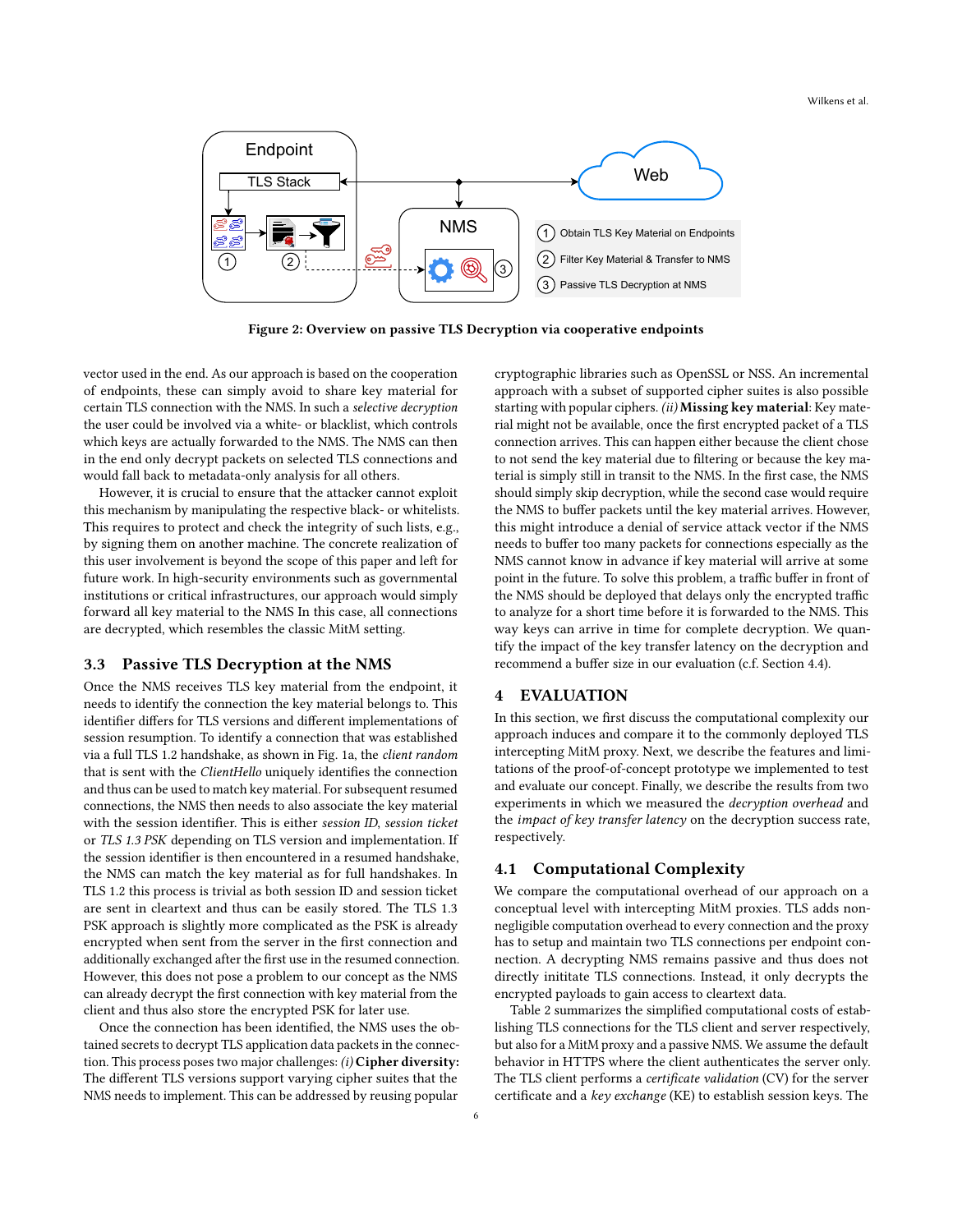Figure 2: Overview on passive TLS Decryption via cooperative endpoints

vector used in the end. As our approach is based on the cooperation of endpoints, these can simply avoid to share key material for certain TLS connection with the NMS. In such a *selective decryption* the user could be involved via a white- or blacklist, which controls which keys are actually forwarded to the NMS. The NMS can then in the end only decrypt packets on selected TLS connections and would fall back to metadata-only analysis for all others.

However, it is crucial to ensure that the attacker cannot exploit this mechanism by manipulating the respective black- or whitelists. This requires to protect and check the integrity of such lists, e.g., by signing them on another machine. The concrete realization of this user involvement is beyond the scope of this paper and left for future work. In high-security environments such as governmental institutions or critical infrastructures, our approach would simply forward all key material to the NMS In this case, all connections are decrypted, which resembles the classic MitM setting.

### 3.3 Passive TLS Decryption at the NMS

Once the NMS receives TLS key material from the endpoint, it needs to identify the connection the key material belongs to. This identifier differs for TLS versions and different implementations of session resumption. To identify a connection that was established via a full TLS 1.2 handshake, as shown in Fig. 1a, the *client random* that is sent with the *ClientHello* uniquely identifies the connection and thus can be used to match key material. For subsequent resumed connections, the NMS then needs to also associate the key material with the session identifier. This is either *session ID*, *session ticket* or *TLS 1.3 PSK* depending on TLS version and implementation. If the session identifier is then encountered in a resumed handshake, the NMS can match the key material as for full handshakes. In TLS 1.2 this process is trivial as both session ID and session ticket are sent in cleartext and thus can be easily stored. The TLS 1.3 PSK approach is slightly more complicated as the PSK is already encrypted when sent from the server in the first connection and additionally exchanged after the first use in the resumed connection. However, this does not pose a problem to our concept as the NMS can already decrypt the first connection with key material from the client and thus also store the encrypted PSK for later use.

Once the connection has been identified, the NMS uses the obtained secrets to decrypt TLS application data packets in the connection. This process poses two major challenges: *(i)* **Cipher diversity:** The different TLS versions support varying cipher suites that the NMS needs to implement. This can be addressed by reusing popular cryptographic libraries such as OpenSSL or NSS. An incremental approach with a subset of supported cipher suites is also possible starting with popular ciphers. *(ii)* **Missing key material**: Key material might not be available, once the first encrypted packet of a TLS connection arrives. This can happen either because the client chose to not send the key material due to filtering or because the key material is simply still in transit to the NMS. In the first case, the NMS should simply skip decryption, while the second case would require the NMS to buffer packets until the key material arrives. However, this might introduce a denial of service attack vector if the NMS needs to buffer too many packets for connections especially as the NMS cannot know in advance if key material will arrive at some point in the future. To solve this problem, a traffic buffer in front of the NMS should be deployed that delays only the encrypted traffic to analyze for a short time before it is forwarded to the NMS. This way keys can arrive in time for complete decryption. We quantify the impact of the key transfer latency on the decryption and recommend a buffer size in our evaluation (c.f. Section 4.4).

## 4 EVALUATION

In this section, we first discuss the computational complexity our approach induces and compare it to the commonly deployed TLS intercepting MitM proxy. Next, we describe the features and limitations of the proof-of-concept prototype we implemented to test and evaluate our concept. Finally, we describe the results from two experiments in which we measured the *decryption overhead* and the *impact of key transfer latency* on the decryption success rate, respectively.

### 4.1 Computational Complexity

We compare the computational overhead of our approach on a conceptual level with intercepting MitM proxies. TLS adds non-negligible computation overhead to every connection and the proxy has to setup and maintain two TLS connections per endpoint connection. A decrypting NMS remains passive and thus does not directly inititate TLS connections. Instead, it only decrypts the encrypted payloads to gain access to cleartext data.

Table 2 summarizes the simplified computational costs of establishing TLS connections for the TLS client and server respectively, but also for a MitM proxy and a passive NMS. We assume the default behavior in HTTPS where the client authenticates the server only. The TLS client performs a *certificate validation* (CV) for the server certificate and a *key exchange* (KE) to establish session keys. The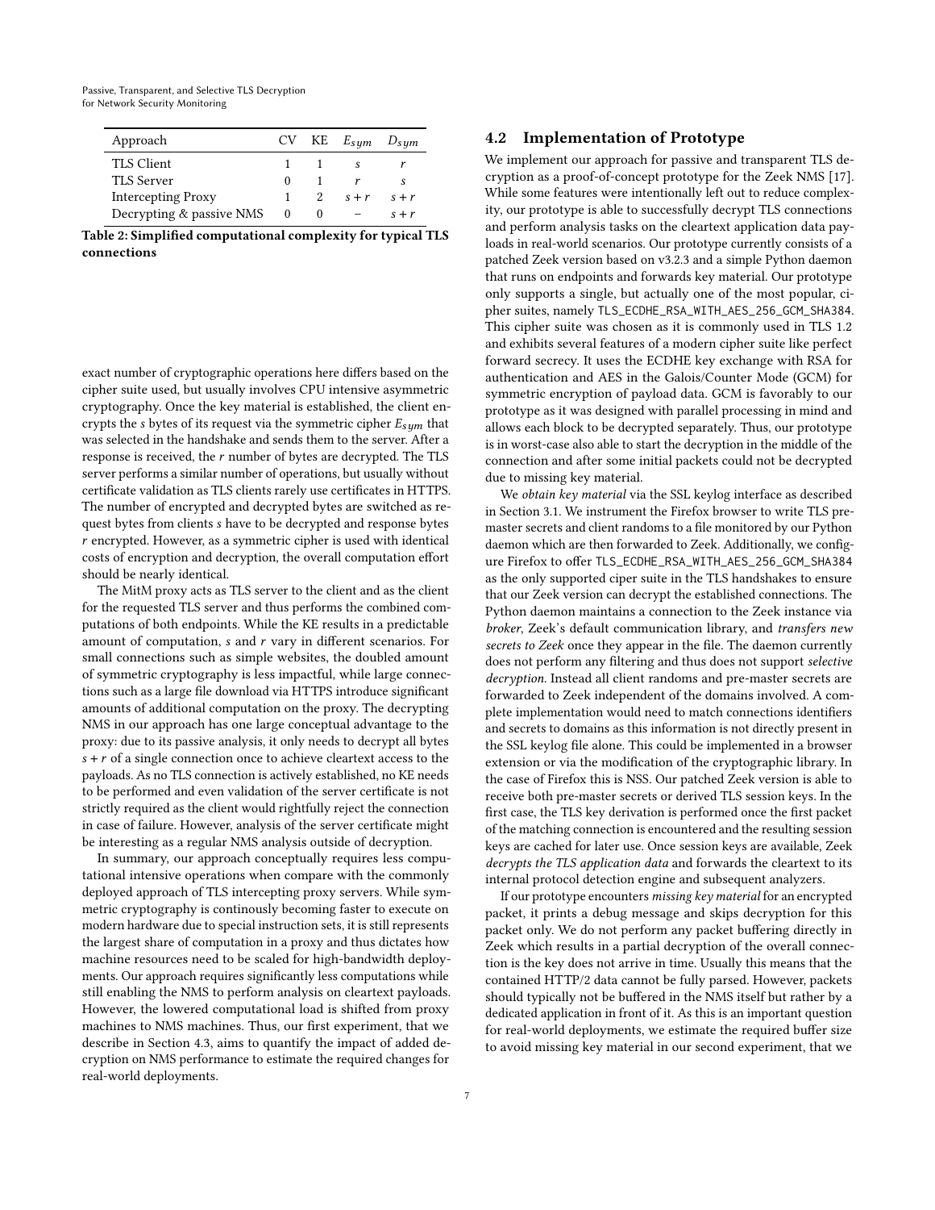| Approach | CV | KE | $E_{sym}$ | $D_{sym}$ |
|---|---|---|---|---|
| TLS Client | 1 | 1 | $s$ | $r$ |
| TLS Server | 0 | 1 | $r$ | $s$ |
| Intercepting Proxy | 1 | 2 | $s+r$ | $s+r$ |
| Decrypting & passive NMS | 0 | 0 | – | $s+r$ |

**Table 2: Simplified computational complexity for typical TLS connections**

exact number of cryptographic operations here differs based on the cipher suite used, but usually involves CPU intensive asymmetric cryptography. Once the key material is established, the client encrypts the $s$ bytes of its request via the symmetric cipher $E_{sym}$ that was selected in the handshake and sends them to the server. After a response is received, the $r$ number of bytes are decrypted. The TLS server performs a similar number of operations, but usually without certificate validation as TLS clients rarely use certificates in HTTPS. The number of encrypted and decrypted bytes are switched as request bytes from clients $s$ have to be decrypted and response bytes $r$ encrypted. However, as a symmetric cipher is used with identical costs of encryption and decryption, the overall computation effort should be nearly identical.

The MitM proxy acts as TLS server to the client and as the client for the requested TLS server and thus performs the combined computations of both endpoints. While the KE results in a predictable amount of computation, $s$ and $r$ vary in different scenarios. For small connections such as simple websites, the doubled amount of symmetric cryptography is less impactful, while large connections such as a large file download via HTTPS introduce significant amounts of additional computation on the proxy. The decrypting NMS in our approach has one large conceptual advantage to the proxy: due to its passive analysis, it only needs to decrypt all bytes $s+r$ of a single connection once to achieve cleartext access to the payloads. As no TLS connection is actively established, no KE needs to be performed and even validation of the server certificate is not strictly required as the client would rightfully reject the connection in case of failure. However, analysis of the server certificate might be interesting as a regular NMS analysis outside of decryption.

In summary, our approach conceptually requires less computational intensive operations when compare with the commonly deployed approach of TLS intercepting proxy servers. While symmetric cryptography is continously becoming faster to execute on modern hardware due to special instruction sets, it is still represents the largest share of computation in a proxy and thus dictates how machine resources need to be scaled for high-bandwidth deployments. Our approach requires significantly less computations while still enabling the NMS to perform analysis on cleartext payloads. However, the lowered computational load is shifted from proxy machines to NMS machines. Thus, our first experiment, that we describe in Section 4.3, aims to quantify the impact of added decryption on NMS performance to estimate the required changes for real-world deployments.

## 4.2 Implementation of Prototype

We implement our approach for passive and transparent TLS decryption as a proof-of-concept prototype for the Zeek NMS [17]. While some features were intentionally left out to reduce complexity, our prototype is able to successfully decrypt TLS connections and perform analysis tasks on the cleartext application data payloads in real-world scenarios. Our prototype currently consists of a patched Zeek version based on v3.2.3 and a simple Python daemon that runs on endpoints and forwards key material. Our prototype only supports a single, but actually one of the most popular, cipher suites, namely `TLS_ECDHE_RSA_WITH_AES_256_GCM_SHA384`. This cipher suite was chosen as it is commonly used in TLS 1.2 and exhibits several features of a modern cipher suite like perfect forward secrecy. It uses the ECDHE key exchange with RSA for authentication and AES in the Galois/Counter Mode (GCM) for symmetric encryption of payload data. GCM is favorably to our prototype as it was designed with parallel processing in mind and allows each block to be decrypted separately. Thus, our prototype is in worst-case also able to start the decryption in the middle of the connection and after some initial packets could not be decrypted due to missing key material.

We *obtain key material* via the SSL keylog interface as described in Section 3.1. We instrument the Firefox browser to write TLS premaster secrets and client randoms to a file monitored by our Python daemon which are then forwarded to Zeek. Additionally, we configure Firefox to offer `TLS_ECDHE_RSA_WITH_AES_256_GCM_SHA384` as the only supported ciper suite in the TLS handshakes to ensure that our Zeek version can decrypt the established connections. The Python daemon maintains a connection to the Zeek instance via *broker*, Zeek's default communication library, and *transfers new secrets to Zeek* once they appear in the file. The daemon currently does not perform any filtering and thus does not support *selective decryption*. Instead all client randoms and pre-master secrets are forwarded to Zeek independent of the domains involved. A complete implementation would need to match connections identifiers and secrets to domains as this information is not directly present in the SSL keylog file alone. This could be implemented in a browser extension or via the modification of the cryptographic library. In the case of Firefox this is NSS. Our patched Zeek version is able to receive both pre-master secrets or derived TLS session keys. In the first case, the TLS key derivation is performed once the first packet of the matching connection is encountered and the resulting session keys are cached for later use. Once session keys are available, Zeek *decrypts the TLS application data* and forwards the cleartext to its internal protocol detection engine and subsequent analyzers.

If our prototype encounters *missing key material* for an encrypted packet, it prints a debug message and skips decryption for this packet only. We do not perform any packet buffering directly in Zeek which results in a partial decryption of the overall connection is the key does not arrive in time. Usually this means that the contained HTTP/2 data cannot be fully parsed. However, packets should typically not be buffered in the NMS itself but rather by a dedicated application in front of it. As this is an important question for real-world deployments, we estimate the required buffer size to avoid missing key material in our second experiment, that we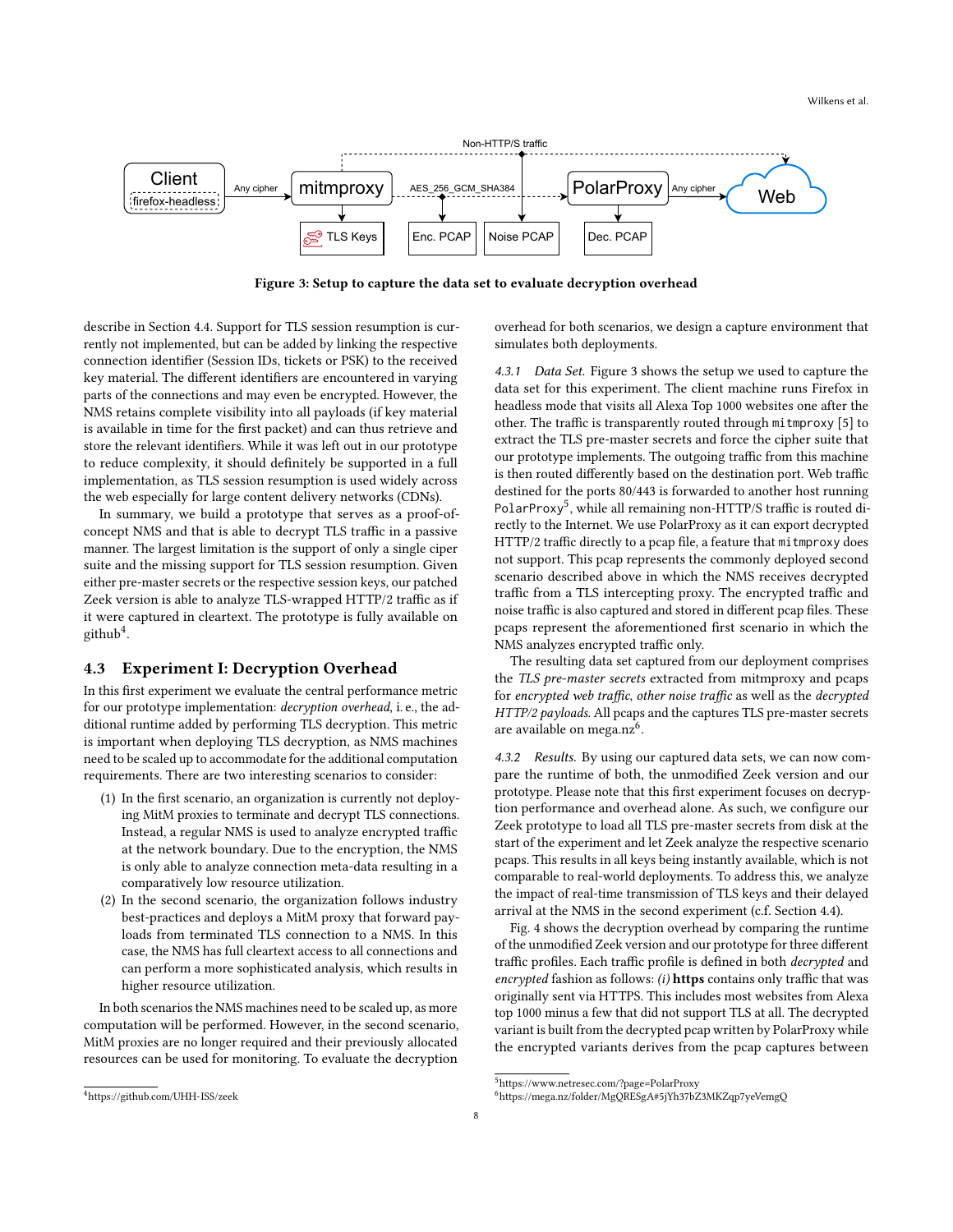Figure 3: Setup to capture the data set to evaluate decryption overhead

describe in Section 4.4. Support for TLS session resumption is currently not implemented, but can be added by linking the respective connection identifier (Session IDs, tickets or PSK) to the received key material. The different identifiers are encountered in varying parts of the connections and may even be encrypted. However, the NMS retains complete visibility into all payloads (if key material is available in time for the first packet) and can thus retrieve and store the relevant identifiers. While it was left out in our prototype to reduce complexity, it should definitely be supported in a full implementation, as TLS session resumption is used widely across the web especially for large content delivery networks (CDNs).

In summary, we build a prototype that serves as a proof-of-concept NMS and that is able to decrypt TLS traffic in a passive manner. The largest limitation is the support of only a single ciper suite and the missing support for TLS session resumption. Given either pre-master secrets or the respective session keys, our patched Zeek version is able to analyze TLS-wrapped HTTP/2 traffic as if it were captured in cleartext. The prototype is fully available on github[4].

## 4.3 Experiment I: Decryption Overhead

In this first experiment we evaluate the central performance metric for our prototype implementation: *decryption overhead*, i. e., the additional runtime added by performing TLS decryption. This metric is important when deploying TLS decryption, as NMS machines need to be scaled up to accommodate for the additional computation requirements. There are two interesting scenarios to consider:

(1) In the first scenario, an organization is currently not deploying MitM proxies to terminate and decrypt TLS connections. Instead, a regular NMS is used to analyze encrypted traffic at the network boundary. Due to the encryption, the NMS is only able to analyze connection meta-data resulting in a comparatively low resource utilization.
(2) In the second scenario, the organization follows industry best-practices and deploys a MitM proxy that forward payloads from terminated TLS connection to a NMS. In this case, the NMS has full cleartext access to all connections and can perform a more sophisticated analysis, which results in higher resource utilization.

In both scenarios the NMS machines need to be scaled up, as more computation will be performed. However, in the second scenario, MitM proxies are no longer required and their previously allocated resources can be used for monitoring. To evaluate the decryption overhead for both scenarios, we design a capture environment that simulates both deployments.

*4.3.1 Data Set.* Figure 3 shows the setup we used to capture the data set for this experiment. The client machine runs Firefox in headless mode that visits all Alexa Top 1000 websites one after the other. The traffic is transparently routed through `mitmproxy` [5] to extract the TLS pre-master secrets and force the cipher suite that our prototype implements. The outgoing traffic from this machine is then routed differently based on the destination port. Web traffic destined for the ports 80/443 is forwarded to another host running `PolarProxy`[5], while all remaining non-HTTP/S traffic is routed directly to the Internet. We use PolarProxy as it can export decrypted HTTP/2 traffic directly to a pcap file, a feature that `mitmproxy` does not support. This pcap represents the commonly deployed second scenario described above in which the NMS receives decrypted traffic from a TLS intercepting proxy. The encrypted traffic and noise traffic is also captured and stored in different pcap files. These pcaps represent the aforementioned first scenario in which the NMS analyzes encrypted traffic only.

The resulting data set captured from our deployment comprises the *TLS pre-master secrets* extracted from mitmproxy and pcaps for *encrypted web traffic*, *other noise traffic* as well as the *decrypted HTTP/2 payloads*. All pcaps and the captures TLS pre-master secrets are available on mega.nz[6].

*4.3.2 Results.* By using our captured data sets, we can now compare the runtime of both, the unmodified Zeek version and our prototype. Please note that this first experiment focuses on decryption performance and overhead alone. As such, we configure our Zeek prototype to load all TLS pre-master secrets from disk at the start of the experiment and let Zeek analyze the respective scenario pcaps. This results in all keys being instantly available, which is not comparable to real-world deployments. To address this, we analyze the impact of real-time transmission of TLS keys and their delayed arrival at the NMS in the second experiment (c.f. Section 4.4).

Fig. 4 shows the decryption overhead by comparing the runtime of the unmodified Zeek version and our prototype for three different traffic profiles. Each traffic profile is defined in both *decrypted* and *encrypted* fashion as follows: *(i)* **https** contains only traffic that was originally sent via HTTPS. This includes most websites from Alexa top 1000 minus a few that did not support TLS at all. The decrypted variant is built from the decrypted pcap written by PolarProxy while the encrypted variants derives from the pcap captures between

[4] https://github.com/UHH-ISS/zeek

[5] https://www.netresec.com/?page=PolarProxy

[6] https://mega.nz/folder/MgQRESgA#5jYh37bZ3MKZqp7yeVemgQ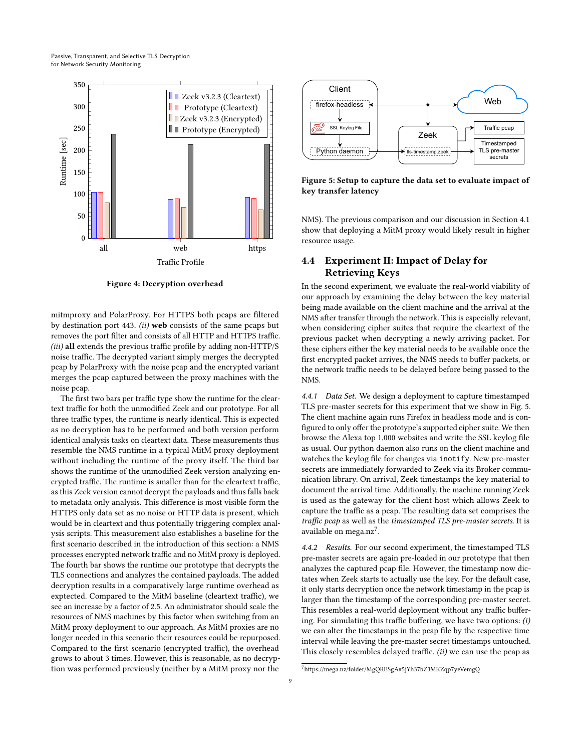Figure 4: Decryption overhead

mitmproxy and PolarProxy. For HTTPS both pcaps are filtered by destination port 443. *(ii)* **web** consists of the same pcaps but removes the port filter and consists of all HTTP and HTTPS traffic. *(iii)* **all** extends the previous traffic profile by adding non-HTTP/S noise traffic. The decrypted variant simply merges the decrypted pcap by PolarProxy with the noise pcap and the encrypted variant merges the pcap captured between the proxy machines with the noise pcap.

The first two bars per traffic type show the runtime for the cleartext traffic for both the unmodified Zeek and our prototype. For all three traffic types, the runtime is nearly identical. This is expected as no decryption has to be performed and both version perform identical analysis tasks on cleartext data. These measurements thus resemble the NMS runtime in a typical MitM proxy deployment without including the runtime of the proxy itself. The third bar shows the runtime of the unmodified Zeek version analyzing encrypted traffic. The runtime is smaller than for the cleartext traffic, as this Zeek version cannot decrypt the payloads and thus falls back to metadata only analysis. This difference is most visible form the HTTPS only data set as no noise or HTTP data is present, which would be in cleartext and thus potentially triggering complex analysis scripts. This measurement also establishes a baseline for the first scenario described in the introduction of this section: a NMS processes encrypted network traffic and no MitM proxy is deployed. The fourth bar shows the runtime our prototype that decrypts the TLS connections and analyzes the contained payloads. The added decryption results in a comparatively large runtime overhead as exptected. Compared to the MitM baseline (cleartext traffic), we see an increase by a factor of 2.5. An administrator should scale the resources of NMS machines by this factor when switching from an MitM proxy deployment to our approach. As MitM proxies are no longer needed in this scenario their resources could be repurposed. Compared to the first scenario (encrypted traffic), the overhead grows to about 3 times. However, this is reasonable, as no decryption was performed previously (neither by a MitM proxy nor the NMS). The previous comparison and our discussion in Section 4.1 show that deploying a MitM proxy would likely result in higher resource usage.

Figure 5: Setup to capture the data set to evaluate impact of key transfer latency

## 4.4 Experiment II: Impact of Delay for Retrieving Keys

In the second experiment, we evaluate the real-world viability of our approach by examining the delay between the key material being made available on the client machine and the arrival at the NMS after transfer through the network. This is especially relevant, when considering cipher suites that require the cleartext of the previous packet when decrypting a newly arriving packet. For these ciphers either the key material needs to be available once the first encrypted packet arrives, the NMS needs to buffer packets, or the network traffic needs to be delayed before being passed to the NMS.

*4.4.1 Data Set.* We design a deployment to capture timestamped TLS pre-master secrets for this experiment that we show in Fig. 5. The client machine again runs Firefox in headless mode and is configured to only offer the prototype's supported cipher suite. We then browse the Alexa top 1,000 websites and write the SSL keylog file as usual. Our python daemon also runs on the client machine and watches the keylog file for changes via `inotify`. New pre-master secrets are immediately forwarded to Zeek via its Broker communication library. On arrival, Zeek timestamps the key material to document the arrival time. Additionally, the machine running Zeek is used as the gateway for the client host which allows Zeek to capture the traffic as a pcap. The resulting data set comprises the *traffic pcap* as well as the *timestamped TLS pre-master secrets*. It is available on mega.nz[7].

*4.4.2 Results.* For our second experiment, the timestamped TLS pre-master secrets are again pre-loaded in our prototype that then analyzes the captured pcap file. However, the timestamp now dictates when Zeek starts to actually use the key. For the default case, it only starts decryption once the network timestamp in the pcap is larger than the timestamp of the corresponding pre-master secret. This resembles a real-world deployment without any traffic buffering. For simulating this traffic buffering, we have two options: *(i)* we can alter the timestamps in the pcap file by the respective time interval while leaving the pre-master secret timestamps untouched. This closely resembles delayed traffic. *(ii)* we can use the pcap as

[7] https://mega.nz/folder/MgQRESgA#5jYh37bZ3MKZqp7yeVemgQ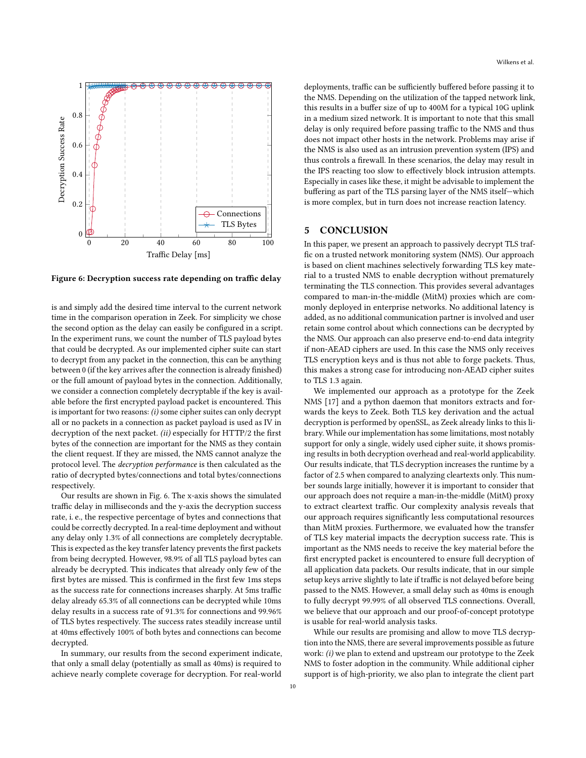Figure 6: Decryption success rate depending on traffic delay

is and simply add the desired time interval to the current network time in the comparison operation in Zeek. For simplicity we chose the second option as the delay can easily be configured in a script. In the experiment runs, we count the number of TLS payload bytes that could be decrypted. As our implemented cipher suite can start to decrypt from any packet in the connection, this can be anything between 0 (if the key arrives after the connection is already finished) or the full amount of payload bytes in the connection. Additionally, we consider a connection completely decryptable if the key is available before the first encrypted payload packet is encountered. This is important for two reasons: *(i)* some cipher suites can only decrypt all or no packets in a connection as packet payload is used as IV in decryption of the next packet. *(ii)* especially for HTTP/2 the first bytes of the connection are important for the NMS as they contain the client request. If they are missed, the NMS cannot analyze the protocol level. The *decryption performance* is then calculated as the ratio of decrypted bytes/connections and total bytes/connections respectively.

Our results are shown in Fig. 6. The x-axis shows the simulated traffic delay in milliseconds and the y-axis the decryption success rate, i. e., the respective percentage of bytes and connections that could be correctly decrypted. In a real-time deployment and without any delay only 1.3% of all connections are completely decryptable. This is expected as the key transfer latency prevents the first packets from being decrypted. However, 98.9% of all TLS payload bytes can already be decrypted. This indicates that already only few of the first bytes are missed. This is confirmed in the first few 1ms steps as the success rate for connections increases sharply. At 5ms traffic delay already 65.3% of all connections can be decrypted while 10ms delay results in a success rate of 91.3% for connections and 99.96% of TLS bytes respectively. The success rates steadily increase until at 40ms effectively 100% of both bytes and connections can become decrypted.

In summary, our results from the second experiment indicate, that only a small delay (potentially as small as 40ms) is required to achieve nearly complete coverage for decryption. For real-world deployments, traffic can be sufficiently buffered before passing it to the NMS. Depending on the utilization of the tapped network link, this results in a buffer size of up to 400M for a typical 10G uplink in a medium sized network. It is important to note that this small delay is only required before passing traffic to the NMS and thus does not impact other hosts in the network. Problems may arise if the NMS is also used as an intrusion prevention system (IPS) and thus controls a firewall. In these scenarios, the delay may result in the IPS reacting too slow to effectively block intrusion attempts. Especially in cases like these, it might be advisable to implement the buffering as part of the TLS parsing layer of the NMS itself—which is more complex, but in turn does not increase reaction latency.

## 5 CONCLUSION

In this paper, we present an approach to passively decrypt TLS traffic on a trusted network monitoring system (NMS). Our approach is based on client machines selectively forwarding TLS key material to a trusted NMS to enable decryption without prematurely terminating the TLS connection. This provides several advantages compared to man-in-the-middle (MitM) proxies which are commonly deployed in enterprise networks. No additional latency is added, as no additional communication partner is involved and user retain some control about which connections can be decrypted by the NMS. Our approach can also preserve end-to-end data integrity if non-AEAD ciphers are used. In this case the NMS only receives TLS encryption keys and is thus not able to forge packets. Thus, this makes a strong case for introducing non-AEAD cipher suites to TLS 1.3 again.

We implemented our approach as a prototype for the Zeek NMS [17] and a python daemon that monitors extracts and forwards the keys to Zeek. Both TLS key derivation and the actual decryption is performed by openSSL, as Zeek already links to this library. While our implementation has some limitations, most notably support for only a single, widely used cipher suite, it shows promising results in both decryption overhead and real-world applicability. Our results indicate, that TLS decryption increases the runtime by a factor of 2.5 when compared to analyzing cleartexts only. This number sounds large initially, however it is important to consider that our approach does not require a man-in-the-middle (MitM) proxy to extract cleartext traffic. Our complexity analysis reveals that our approach requires significantly less computational resources than MitM proxies. Furthermore, we evaluated how the transfer of TLS key material impacts the decryption success rate. This is important as the NMS needs to receive the key material before the first encrypted packet is encountered to ensure full decryption of all application data packets. Our results indicate, that in our simple setup keys arrive slightly to late if traffic is not delayed before being passed to the NMS. However, a small delay such as 40ms is enough to fully decrypt 99.99% of all observed TLS connections. Overall, we believe that our approach and our proof-of-concept prototype is usable for real-world analysis tasks.

While our results are promising and allow to move TLS decryption into the NMS, there are several improvements possible as future work: *(i)* we plan to extend and upstream our prototype to the Zeek NMS to foster adoption in the community. While additional cipher support is of high-priority, we also plan to integrate the client part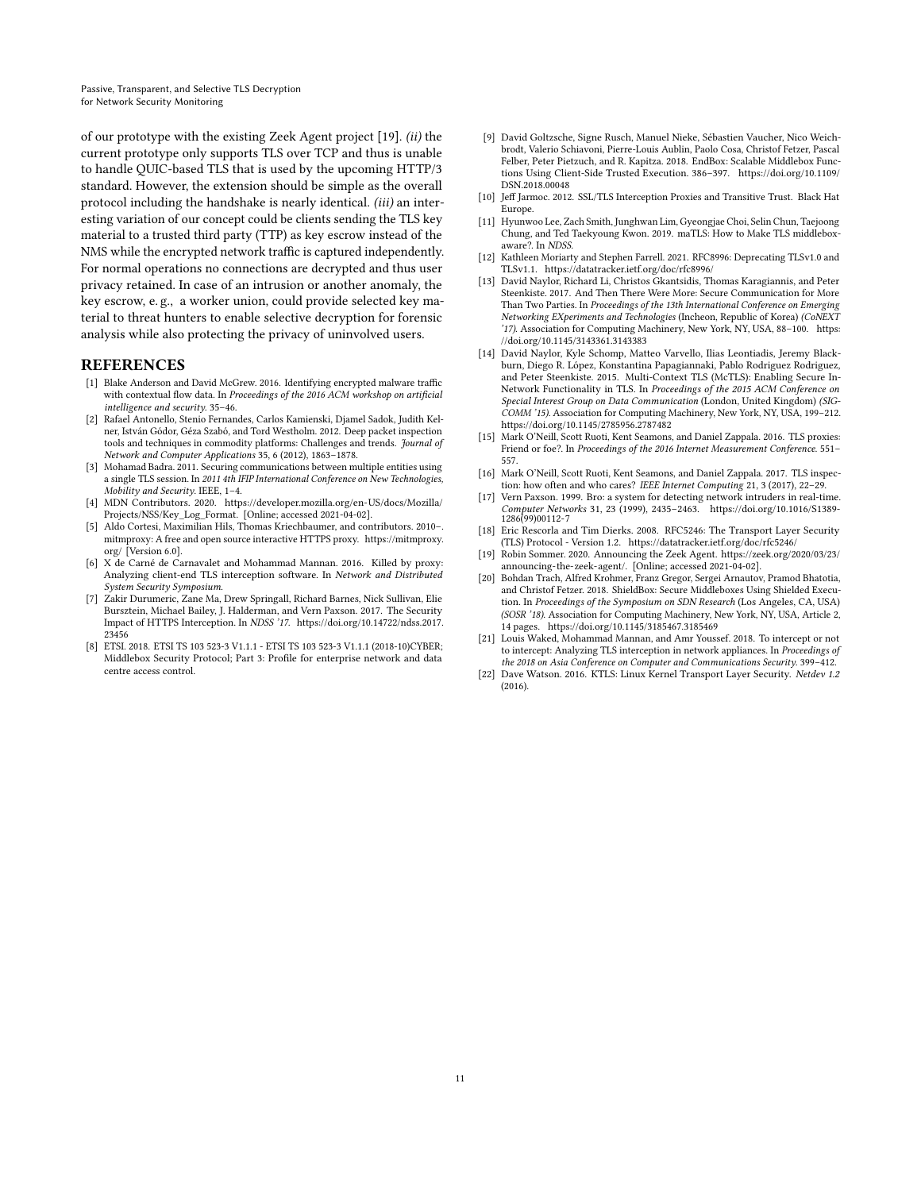of our prototype with the existing Zeek Agent project [19]. *(ii)* the current prototype only supports TLS over TCP and thus is unable to handle QUIC-based TLS that is used by the upcoming HTTP/3 standard. However, the extension should be simple as the overall protocol including the handshake is nearly identical. *(iii)* an interesting variation of our concept could be clients sending the TLS key material to a trusted third party (TTP) as key escrow instead of the NMS while the encrypted network traffic is captured independently. For normal operations no connections are decrypted and thus user privacy retained. In case of an intrusion or another anomaly, the key escrow, e. g., a worker union, could provide selected key material to threat hunters to enable selective decryption for forensic analysis while also protecting the privacy of uninvolved users.

## REFERENCES

[1] Blake Anderson and David McGrew. 2016. Identifying encrypted malware traffic with contextual flow data. In *Proceedings of the 2016 ACM workshop on artificial intelligence and security*. 35–46.

[2] Rafael Antonello, Stenio Fernandes, Carlos Kamienski, Djamel Sadok, Judith Kelner, István Gódor, Géza Szabó, and Tord Westholm. 2012. Deep packet inspection tools and techniques in commodity platforms: Challenges and trends. *Journal of Network and Computer Applications* 35, 6 (2012), 1863–1878.

[3] Mohamad Badra. 2011. Securing communications between multiple entities using a single TLS session. In *2011 4th IFIP International Conference on New Technologies, Mobility and Security*. IEEE, 1–4.

[4] MDN Contributors. 2020. https://developer.mozilla.org/en-US/docs/Mozilla/Projects/NSS/Key_Log_Format. [Online; accessed 2021-04-02].

[5] Aldo Cortesi, Maximilian Hils, Thomas Kriechbaumer, and contributors. 2010–. mitmproxy: A free and open source interactive HTTPS proxy. https://mitmproxy.org/ [Version 6.0].

[6] X de Carné de Carnavalet and Mohammad Mannan. 2016. Killed by proxy: Analyzing client-end TLS interception software. In *Network and Distributed System Security Symposium*.

[7] Zakir Durumeric, Zane Ma, Drew Springall, Richard Barnes, Nick Sullivan, Elie Bursztein, Michael Bailey, J. Halderman, and Vern Paxson. 2017. The Security Impact of HTTPS Interception. In *NDSS '17*. https://doi.org/10.14722/ndss.2017.23456

[8] ETSI. 2018. ETSI TS 103 523-3 V1.1.1 - ETSI TS 103 523-3 V1.1.1 (2018-10)CYBER; Middlebox Security Protocol; Part 3: Profile for enterprise network and data centre access control.

[9] David Goltzsche, Signe Rusch, Manuel Nieke, Sébastien Vaucher, Nico Weichbrodt, Valerio Schiavoni, Pierre-Louis Aublin, Paolo Cosa, Christof Fetzer, Pascal Felber, Peter Pietzuch, and R. Kapitza. 2018. EndBox: Scalable Middlebox Functions Using Client-Side Trusted Execution. 386–397. https://doi.org/10.1109/DSN.2018.00048

[10] Jeff Jarmoc. 2012. SSL/TLS Interception Proxies and Transitive Trust. Black Hat Europe.

[11] Hyunwoo Lee, Zach Smith, Junghwan Lim, Gyeongjae Choi, Selin Chun, Taejoong Chung, and Ted Taekyoung Kwon. 2019. maTLS: How to Make TLS middlebox-aware?. In *NDSS*.

[12] Kathleen Moriarty and Stephen Farrell. 2021. RFC8996: Deprecating TLSv1.0 and TLSv1.1. https://datatracker.ietf.org/doc/rfc8996/

[13] David Naylor, Richard Li, Christos Gkantsidis, Thomas Karagiannis, and Peter Steenkiste. 2017. And Then There Were More: Secure Communication for More Than Two Parties. In *Proceedings of the 13th International Conference on Emerging Networking EXperiments and Technologies* (Incheon, Republic of Korea) *(CoNEXT '17)*. Association for Computing Machinery, New York, NY, USA, 88–100. https://doi.org/10.1145/3143361.3143383

[14] David Naylor, Kyle Schomp, Matteo Varvello, Ilias Leontiadis, Jeremy Blackburn, Diego R. López, Konstantina Papagiannaki, Pablo Rodriguez Rodriguez, and Peter Steenkiste. 2015. Multi-Context TLS (McTLS): Enabling Secure In-Network Functionality in TLS. In *Proceedings of the 2015 ACM Conference on Special Interest Group on Data Communication* (London, United Kingdom) *(SIGCOMM '15)*. Association for Computing Machinery, New York, NY, USA, 199–212. https://doi.org/10.1145/2785956.2787482

[15] Mark O'Neill, Scott Ruoti, Kent Seamons, and Daniel Zappala. 2016. TLS proxies: Friend or foe?. In *Proceedings of the 2016 Internet Measurement Conference*. 551–557.

[16] Mark O'Neill, Scott Ruoti, Kent Seamons, and Daniel Zappala. 2017. TLS inspection: how often and who cares? *IEEE Internet Computing* 21, 3 (2017), 22–29.

[17] Vern Paxson. 1999. Bro: a system for detecting network intruders in real-time. *Computer Networks* 31, 23 (1999), 2435–2463. https://doi.org/10.1016/S1389-1286(99)00112-7

[18] Eric Rescorla and Tim Dierks. 2008. RFC5246: The Transport Layer Security (TLS) Protocol - Version 1.2. https://datatracker.ietf.org/doc/rfc5246/

[19] Robin Sommer. 2020. Announcing the Zeek Agent. https://zeek.org/2020/03/23/announcing-the-zeek-agent/. [Online; accessed 2021-04-02].

[20] Bohdan Trach, Alfred Krohmer, Franz Gregor, Sergei Arnautov, Pramod Bhatotia, and Christof Fetzer. 2018. ShieldBox: Secure Middleboxes Using Shielded Execution. In *Proceedings of the Symposium on SDN Research* (Los Angeles, CA, USA) *(SOSR '18)*. Association for Computing Machinery, New York, NY, USA, Article 2, 14 pages. https://doi.org/10.1145/3185467.3185469

[21] Louis Waked, Mohammad Mannan, and Amr Youssef. 2018. To intercept or not to intercept: Analyzing TLS interception in network appliances. In *Proceedings of the 2018 on Asia Conference on Computer and Communications Security*. 399–412.

[22] Dave Watson. 2016. KTLS: Linux Kernel Transport Layer Security. *Netdev 1.2* (2016).